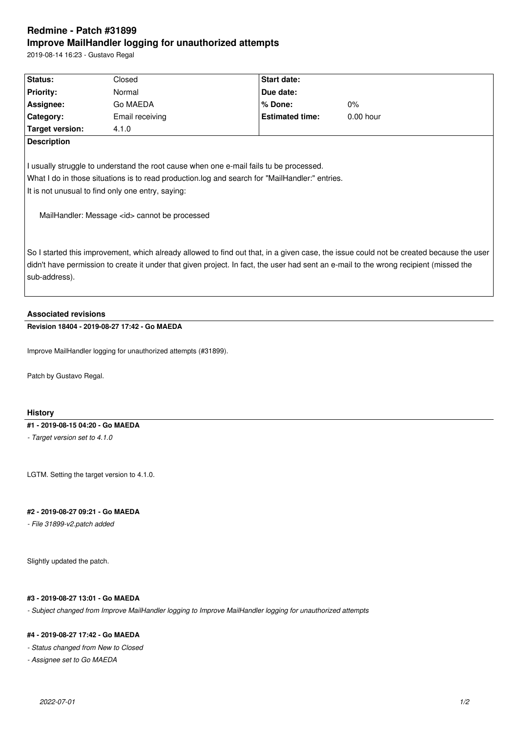# Redmine - Patch #31899

## Improve MailHandler logging for unauthorized attempts

2019-08-14 16:23 - Gustavo Regal

| Status: | Closed | Start date: | |
|---|---|---|---|
| Priority: | Normal | Due date: | |
| Assignee: | Go MAEDA | % Done: | 0% |
| Category: | Email receiving | Estimated time: | 0.00 hour |
| Target version: | 4.1.0 | | |

**Description**

I usually struggle to understand the root cause when one e-mail fails tu be processed.
What I do in those situations is to read production.log and search for "MailHandler:" entries.
It is not unusual to find only one entry, saying:

```
MailHandler: Message <id> cannot be processed
```

So I started this improvement, which already allowed to find out that, in a given case, the issue could not be created because the user didn't have permission to create it under that given project. In fact, the user had sent an e-mail to the wrong recipient (missed the sub-address).

### Associated revisions

**Revision 18404 - 2019-08-27 17:42 - Go MAEDA**

Improve MailHandler logging for unauthorized attempts (#31899).

Patch by Gustavo Regal.

### History

**#1 - 2019-08-15 04:20 - Go MAEDA**

*- Target version set to 4.1.0*

LGTM. Setting the target version to 4.1.0.

**#2 - 2019-08-27 09:21 - Go MAEDA**

*- File 31899-v2.patch added*

Slightly updated the patch.

**#3 - 2019-08-27 13:01 - Go MAEDA**

*- Subject changed from Improve MailHandler logging to Improve MailHandler logging for unauthorized attempts*

**#4 - 2019-08-27 17:42 - Go MAEDA**

*- Status changed from New to Closed*

*- Assignee set to Go MAEDA*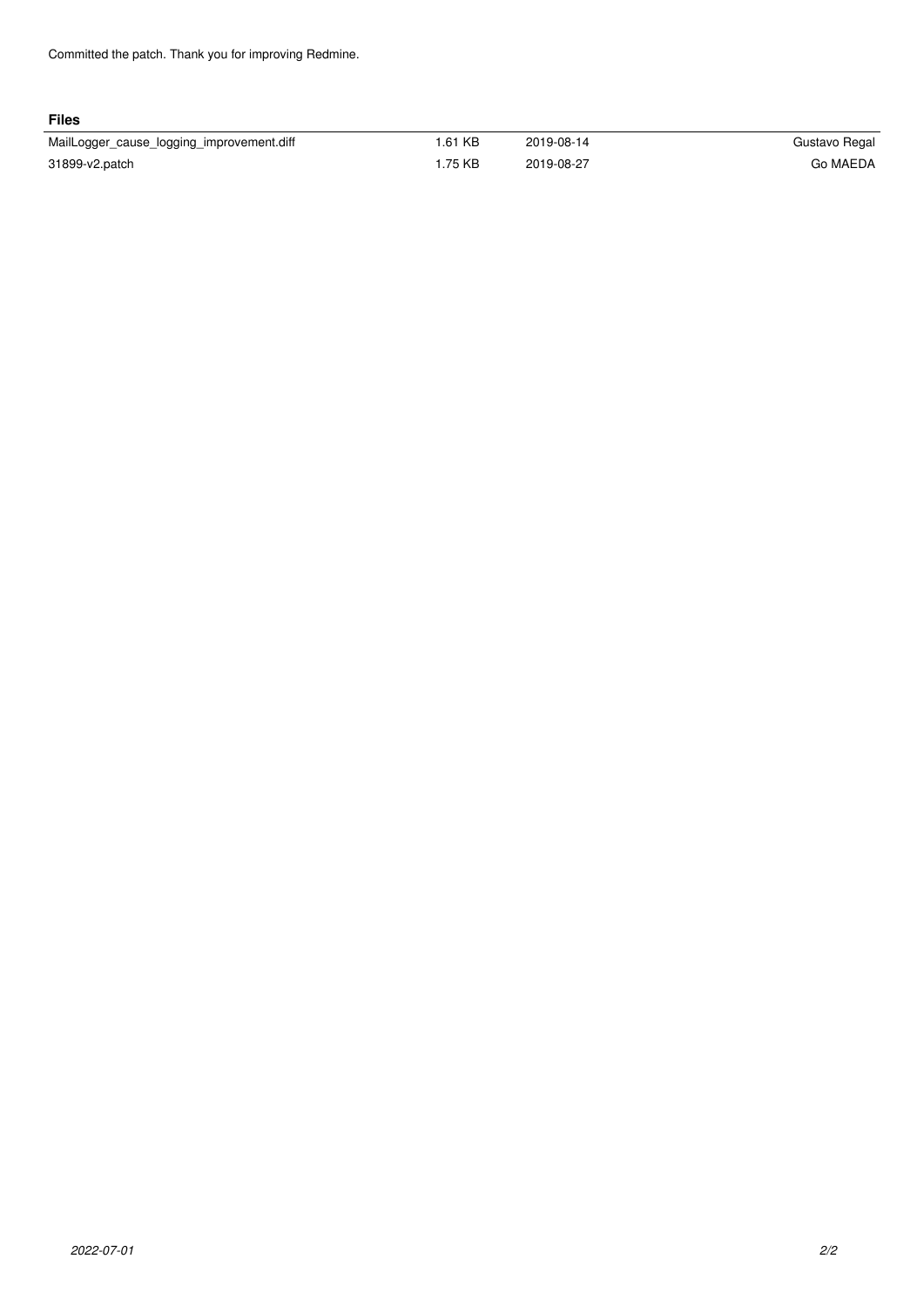Committed the patch. Thank you for improving Redmine.

**Files**

| | | | |
|---|---|---|---|
| MailLogger_cause_logging_improvement.diff | 1.61 KB | 2019-08-14 | Gustavo Regal |
| 31899-v2.patch | 1.75 KB | 2019-08-27 | Go MAEDA |